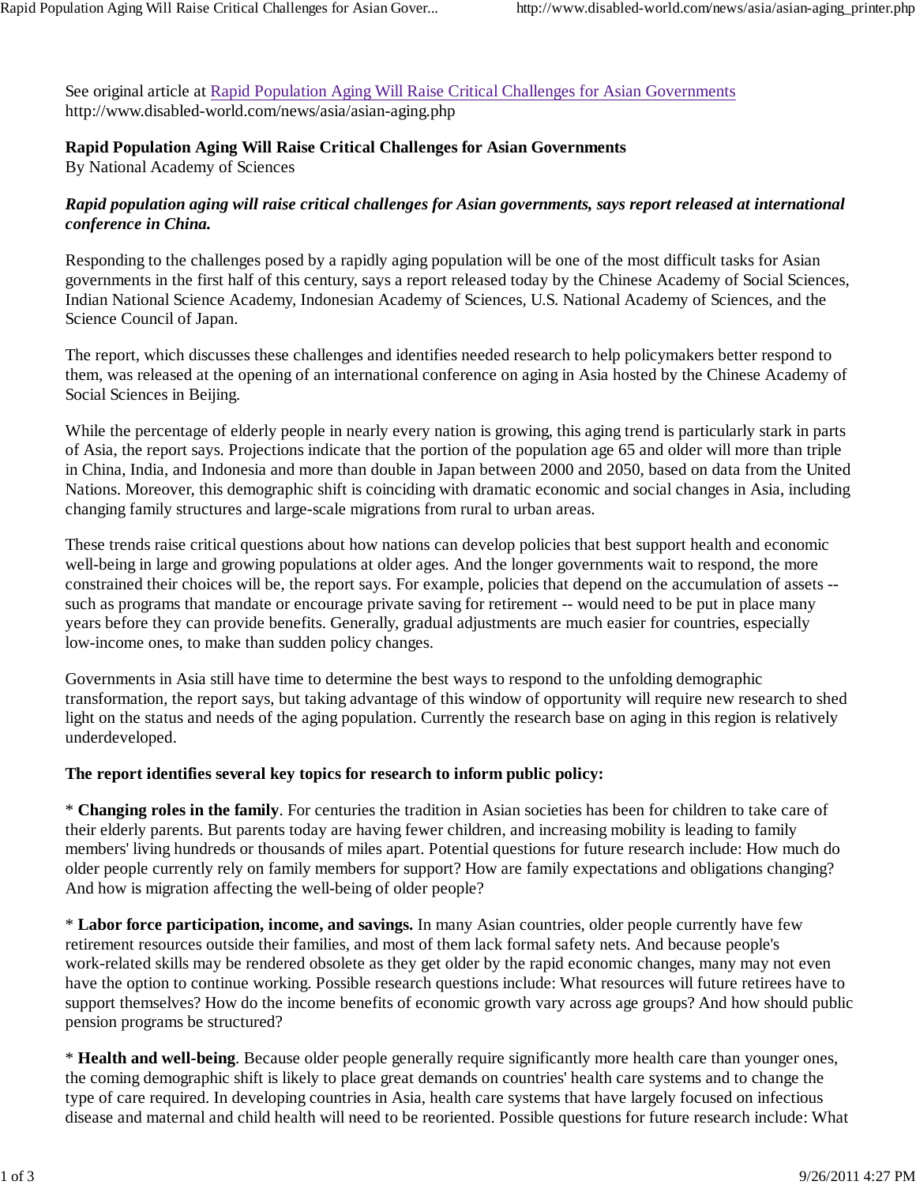See original article at [Rapid Population Aging Will Raise Critical Challenges for Asian Governments](http://www.disabled-world.com/news/asia/asian-aging.php)
http://www.disabled-world.com/news/asia/asian-aging.php

**Rapid Population Aging Will Raise Critical Challenges for Asian Governments**
By National Academy of Sciences

***Rapid population aging will raise critical challenges for Asian governments, says report released at international conference in China.***

Responding to the challenges posed by a rapidly aging population will be one of the most difficult tasks for Asian governments in the first half of this century, says a report released today by the Chinese Academy of Social Sciences, Indian National Science Academy, Indonesian Academy of Sciences, U.S. National Academy of Sciences, and the Science Council of Japan.

The report, which discusses these challenges and identifies needed research to help policymakers better respond to them, was released at the opening of an international conference on aging in Asia hosted by the Chinese Academy of Social Sciences in Beijing.

While the percentage of elderly people in nearly every nation is growing, this aging trend is particularly stark in parts of Asia, the report says. Projections indicate that the portion of the population age 65 and older will more than triple in China, India, and Indonesia and more than double in Japan between 2000 and 2050, based on data from the United Nations. Moreover, this demographic shift is coinciding with dramatic economic and social changes in Asia, including changing family structures and large-scale migrations from rural to urban areas.

These trends raise critical questions about how nations can develop policies that best support health and economic well-being in large and growing populations at older ages. And the longer governments wait to respond, the more constrained their choices will be, the report says. For example, policies that depend on the accumulation of assets -- such as programs that mandate or encourage private saving for retirement -- would need to be put in place many years before they can provide benefits. Generally, gradual adjustments are much easier for countries, especially low-income ones, to make than sudden policy changes.

Governments in Asia still have time to determine the best ways to respond to the unfolding demographic transformation, the report says, but taking advantage of this window of opportunity will require new research to shed light on the status and needs of the aging population. Currently the research base on aging in this region is relatively underdeveloped.

**The report identifies several key topics for research to inform public policy:**

* **Changing roles in the family**. For centuries the tradition in Asian societies has been for children to take care of their elderly parents. But parents today are having fewer children, and increasing mobility is leading to family members' living hundreds or thousands of miles apart. Potential questions for future research include: How much do older people currently rely on family members for support? How are family expectations and obligations changing? And how is migration affecting the well-being of older people?

* **Labor force participation, income, and savings.** In many Asian countries, older people currently have few retirement resources outside their families, and most of them lack formal safety nets. And because people's work-related skills may be rendered obsolete as they get older by the rapid economic changes, many may not even have the option to continue working. Possible research questions include: What resources will future retirees have to support themselves? How do the income benefits of economic growth vary across age groups? And how should public pension programs be structured?

* **Health and well-being**. Because older people generally require significantly more health care than younger ones, the coming demographic shift is likely to place great demands on countries' health care systems and to change the type of care required. In developing countries in Asia, health care systems that have largely focused on infectious disease and maternal and child health will need to be reoriented. Possible questions for future research include: What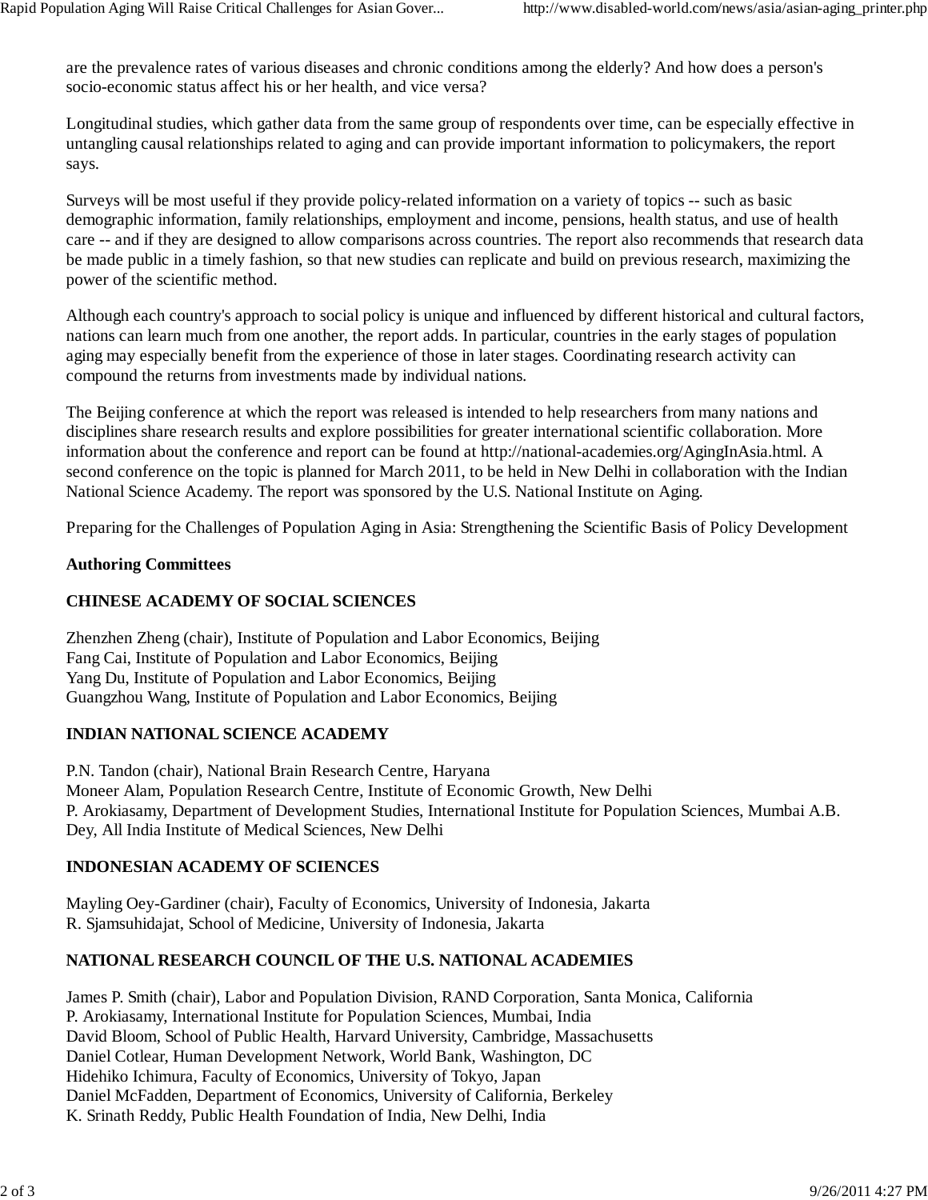are the prevalence rates of various diseases and chronic conditions among the elderly? And how does a person's socio-economic status affect his or her health, and vice versa?

Longitudinal studies, which gather data from the same group of respondents over time, can be especially effective in untangling causal relationships related to aging and can provide important information to policymakers, the report says.

Surveys will be most useful if they provide policy-related information on a variety of topics -- such as basic demographic information, family relationships, employment and income, pensions, health status, and use of health care -- and if they are designed to allow comparisons across countries. The report also recommends that research data be made public in a timely fashion, so that new studies can replicate and build on previous research, maximizing the power of the scientific method.

Although each country's approach to social policy is unique and influenced by different historical and cultural factors, nations can learn much from one another, the report adds. In particular, countries in the early stages of population aging may especially benefit from the experience of those in later stages. Coordinating research activity can compound the returns from investments made by individual nations.

The Beijing conference at which the report was released is intended to help researchers from many nations and disciplines share research results and explore possibilities for greater international scientific collaboration. More information about the conference and report can be found at http://national-academies.org/AgingInAsia.html. A second conference on the topic is planned for March 2011, to be held in New Delhi in collaboration with the Indian National Science Academy. The report was sponsored by the U.S. National Institute on Aging.

Preparing for the Challenges of Population Aging in Asia: Strengthening the Scientific Basis of Policy Development

**Authoring Committees**

**CHINESE ACADEMY OF SOCIAL SCIENCES**

Zhenzhen Zheng (chair), Institute of Population and Labor Economics, Beijing
Fang Cai, Institute of Population and Labor Economics, Beijing
Yang Du, Institute of Population and Labor Economics, Beijing
Guangzhou Wang, Institute of Population and Labor Economics, Beijing

**INDIAN NATIONAL SCIENCE ACADEMY**

P.N. Tandon (chair), National Brain Research Centre, Haryana
Moneer Alam, Population Research Centre, Institute of Economic Growth, New Delhi
P. Arokiasamy, Department of Development Studies, International Institute for Population Sciences, Mumbai A.B. Dey, All India Institute of Medical Sciences, New Delhi

**INDONESIAN ACADEMY OF SCIENCES**

Mayling Oey-Gardiner (chair), Faculty of Economics, University of Indonesia, Jakarta
R. Sjamsuhidajat, School of Medicine, University of Indonesia, Jakarta

**NATIONAL RESEARCH COUNCIL OF THE U.S. NATIONAL ACADEMIES**

James P. Smith (chair), Labor and Population Division, RAND Corporation, Santa Monica, California
P. Arokiasamy, International Institute for Population Sciences, Mumbai, India
David Bloom, School of Public Health, Harvard University, Cambridge, Massachusetts
Daniel Cotlear, Human Development Network, World Bank, Washington, DC
Hidehiko Ichimura, Faculty of Economics, University of Tokyo, Japan
Daniel McFadden, Department of Economics, University of California, Berkeley
K. Srinath Reddy, Public Health Foundation of India, New Delhi, India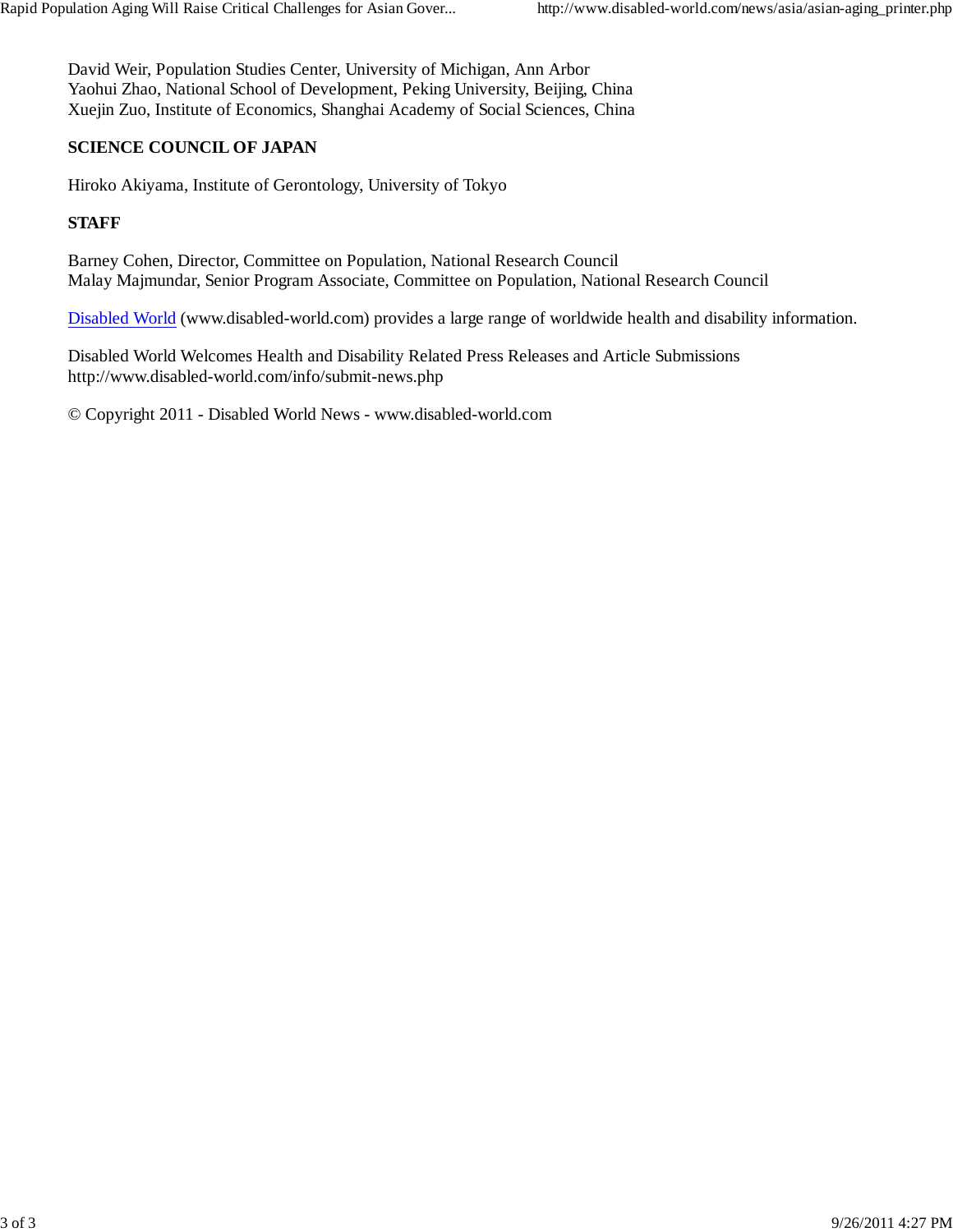David Weir, Population Studies Center, University of Michigan, Ann Arbor
Yaohui Zhao, National School of Development, Peking University, Beijing, China
Xuejin Zuo, Institute of Economics, Shanghai Academy of Social Sciences, China

**SCIENCE COUNCIL OF JAPAN**

Hiroko Akiyama, Institute of Gerontology, University of Tokyo

**STAFF**

Barney Cohen, Director, Committee on Population, National Research Council
Malay Majmundar, Senior Program Associate, Committee on Population, National Research Council

Disabled World (www.disabled-world.com) provides a large range of worldwide health and disability information.

Disabled World Welcomes Health and Disability Related Press Releases and Article Submissions
http://www.disabled-world.com/info/submit-news.php

© Copyright 2011 - Disabled World News - www.disabled-world.com